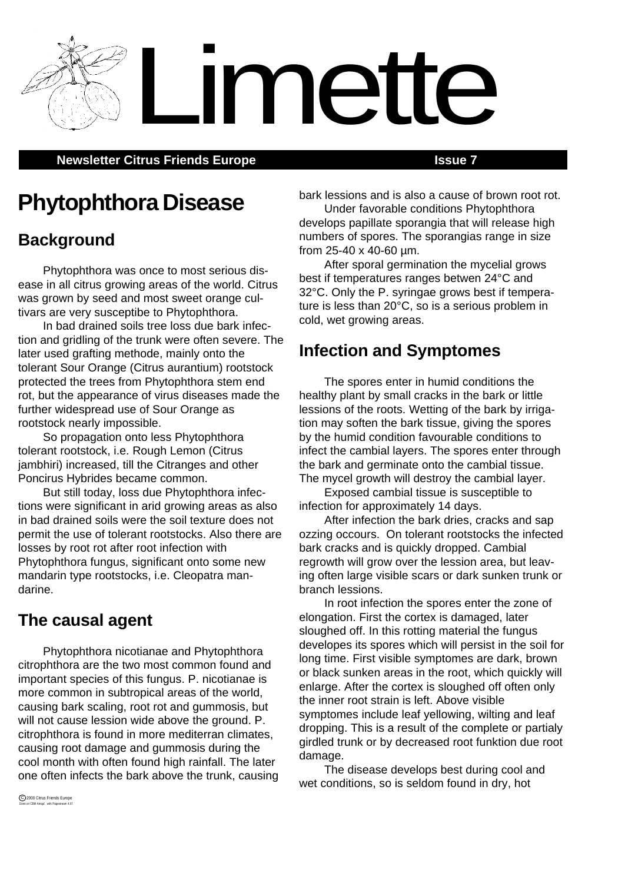# Limette

**Newsletter Citrus Friends Europe** **Issue 7**

# Phytophthora Disease

## Background

Phytophthora was once to most serious disease in all citrus growing areas of the world. Citrus was grown by seed and most sweet orange cultivars are very susceptibe to Phytophthora.

In bad drained soils tree loss due bark infection and gridling of the trunk were often severe. The later used grafting methode, mainly onto the tolerant Sour Orange (Citrus aurantium) rootstock protected the trees from Phytophthora stem end rot, but the appearance of virus diseases made the further widespread use of Sour Orange as rootstock nearly impossible.

So propagation onto less Phytophthora tolerant rootstock, i.e. Rough Lemon (Citrus jambhiri) increased, till the Citranges and other Poncirus Hybrides became common.

But still today, loss due Phytophthora infections were significant in arid growing areas as also in bad drained soils were the soil texture does not permit the use of tolerant rootstocks. Also there are losses by root rot after root infection with Phytophthora fungus, significant onto some new mandarin type rootstocks, i.e. Cleopatra mandarine.

## The causal agent

Phytophthora nicotianae and Phytophthora citrophthora are the two most common found and important species of this fungus. P. nicotianae is more common in subtropical areas of the world, causing bark scaling, root rot and gummosis, but will not cause lession wide above the ground. P. citrophthora is found in more mediterran climates, causing root damage and gummosis during the cool month with often found high rainfall. The later one often infects the bark above the trunk, causing bark lessions and is also a cause of brown root rot.

Under favorable conditions Phytophthora develops papillate sporangia that will release high numbers of spores. The sporangias range in size from 25-40 x 40-60 µm.

After sporal germination the mycelial grows best if temperatures ranges betwen 24°C and 32°C. Only the P. syringae grows best if temperature is less than 20°C, so is a serious problem in cold, wet growing areas.

## Infection and Symptomes

The spores enter in humid conditions the healthy plant by small cracks in the bark or little lessions of the roots. Wetting of the bark by irrigation may soften the bark tissue, giving the spores by the humid condition favourable conditions to infect the cambial layers. The spores enter through the bark and germinate onto the cambial tissue. The mycel growth will destroy the cambial layer.

Exposed cambial tissue is susceptible to infection for approximately 14 days.

After infection the bark dries, cracks and sap ozzing occours. On tolerant rootstocks the infected bark cracks and is quickly dropped. Cambial regrowth will grow over the lession area, but leaving often large visible scars or dark sunken trunk or branch lessions.

In root infection the spores enter the zone of elongation. First the cortex is damaged, later sloughed off. In this rotting material the fungus developes its spores which will persist in the soil for long time. First visible symptomes are dark, brown or black sunken areas in the root, which quickly will enlarge. After the cortex is sloughed off often only the inner root strain is left. Above visible symptomes include leaf yellowing, wilting and leaf dropping. This is a result of the complete or partialy girdled trunk or by decreased root funktion due root damage.

The disease develops best during cool and wet conditions, so is seldom found in dry, hot

© 2000 Citrus Friends Europe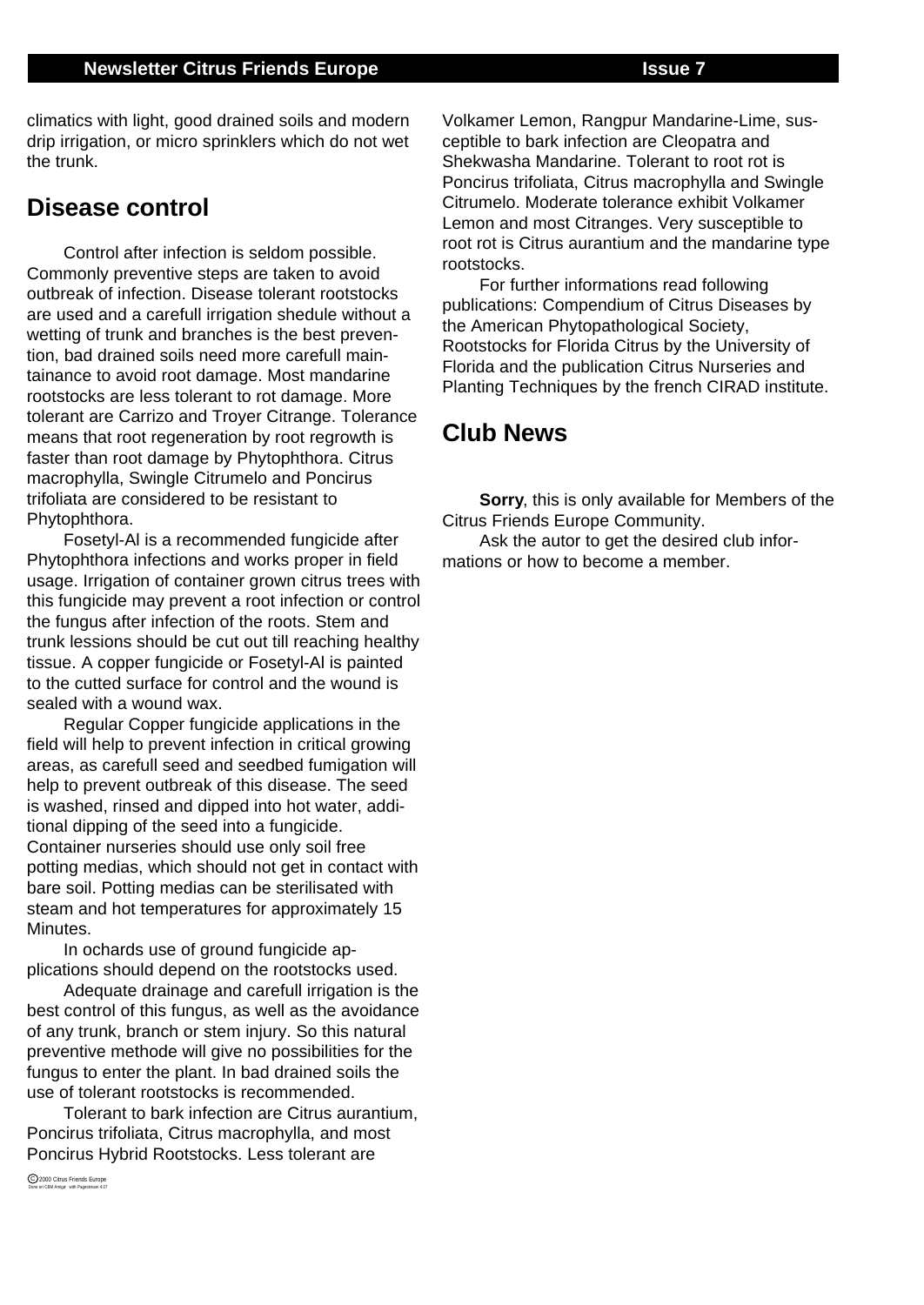climatics with light, good drained soils and modern drip irrigation, or micro sprinklers which do not wet the trunk.

## Disease control

Control after infection is seldom possible. Commonly preventive steps are taken to avoid outbreak of infection. Disease tolerant rootstocks are used and a carefull irrigation shedule without a wetting of trunk and branches is the best prevention, bad drained soils need more carefull maintainance to avoid root damage. Most mandarine rootstocks are less tolerant to rot damage. More tolerant are Carrizo and Troyer Citrange. Tolerance means that root regeneration by root regrowth is faster than root damage by Phytophthora. Citrus macrophylla, Swingle Citrumelo and Poncirus trifoliata are considered to be resistant to Phytophthora.

Fosetyl-Al is a recommended fungicide after Phytophthora infections and works proper in field usage. Irrigation of container grown citrus trees with this fungicide may prevent a root infection or control the fungus after infection of the roots. Stem and trunk lessions should be cut out till reaching healthy tissue. A copper fungicide or Fosetyl-Al is painted to the cutted surface for control and the wound is sealed with a wound wax.

Regular Copper fungicide applications in the field will help to prevent infection in critical growing areas, as carefull seed and seedbed fumigation will help to prevent outbreak of this disease. The seed is washed, rinsed and dipped into hot water, additional dipping of the seed into a fungicide. Container nurseries should use only soil free potting medias, which should not get in contact with bare soil. Potting medias can be sterilisated with steam and hot temperatures for approximately 15 Minutes.

In ochards use of ground fungicide applications should depend on the rootstocks used.

Adequate drainage and carefull irrigation is the best control of this fungus, as well as the avoidance of any trunk, branch or stem injury. So this natural preventive methode will give no possibilities for the fungus to enter the plant. In bad drained soils the use of tolerant rootstocks is recommended.

Tolerant to bark infection are Citrus aurantium, Poncirus trifoliata, Citrus macrophylla, and most Poncirus Hybrid Rootstocks. Less tolerant are Volkamer Lemon, Rangpur Mandarine-Lime, susceptible to bark infection are Cleopatra and Shekwasha Mandarine. Tolerant to root rot is Poncirus trifoliata, Citrus macrophylla and Swingle Citrumelo. Moderate tolerance exhibit Volkamer Lemon and most Citranges. Very susceptible to root rot is Citrus aurantium and the mandarine type rootstocks.

For further informations read following publications: Compendium of Citrus Diseases by the American Phytopathological Society, Rootstocks for Florida Citrus by the University of Florida and the publication Citrus Nurseries and Planting Techniques by the french CIRAD institute.

## Club News

**Sorry**, this is only available for Members of the Citrus Friends Europe Community.

Ask the autor to get the desired club informations or how to become a member.